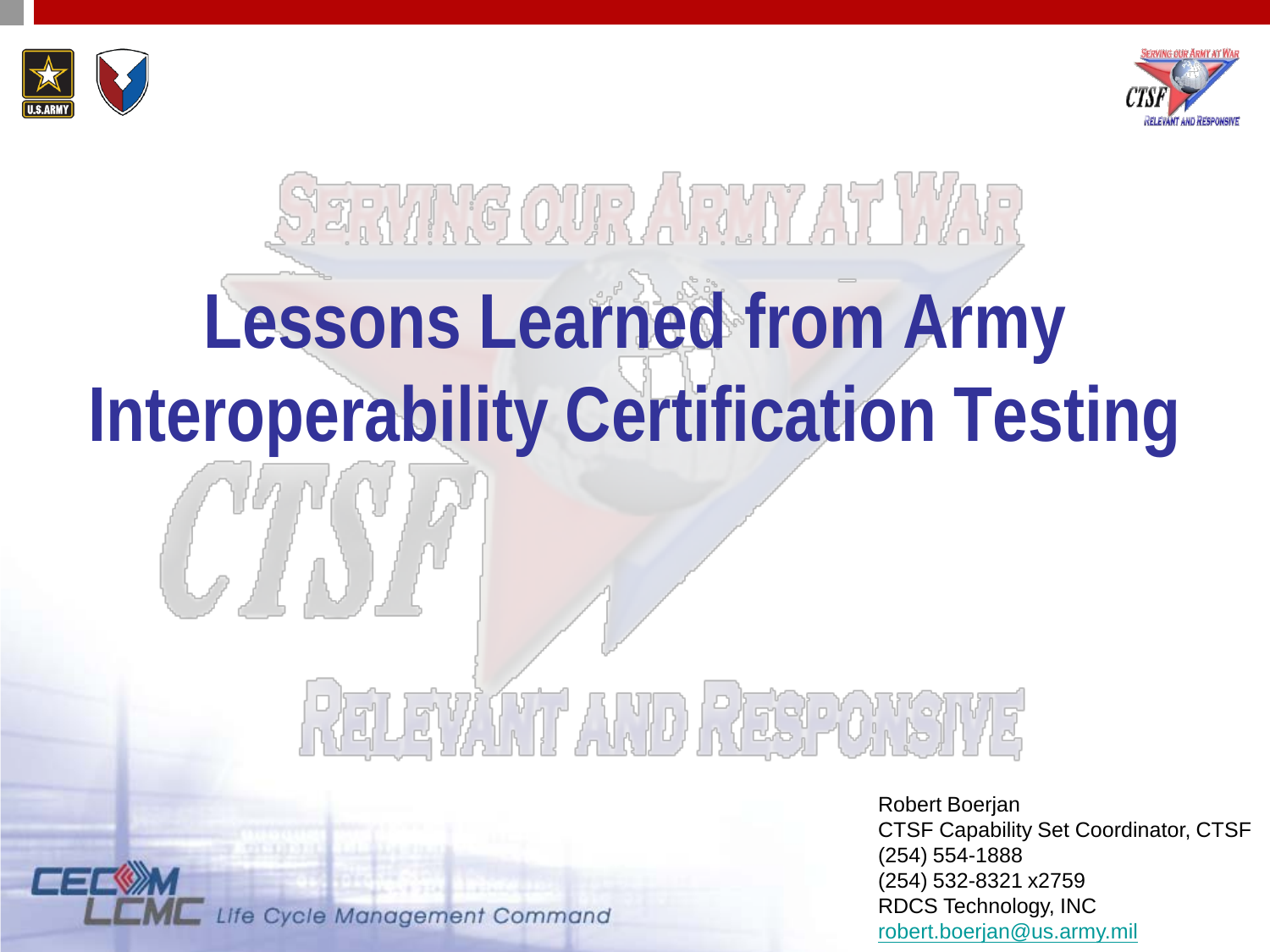# Lessons Learned from Army Interoperability Certification Testing

Robert Boerjan
CTSF Capability Set Coordinator, CTSF
(254) 554-1888
(254) 532-8321 x2759
RDCS Technology, INC
robert.boerjan@us.army.mil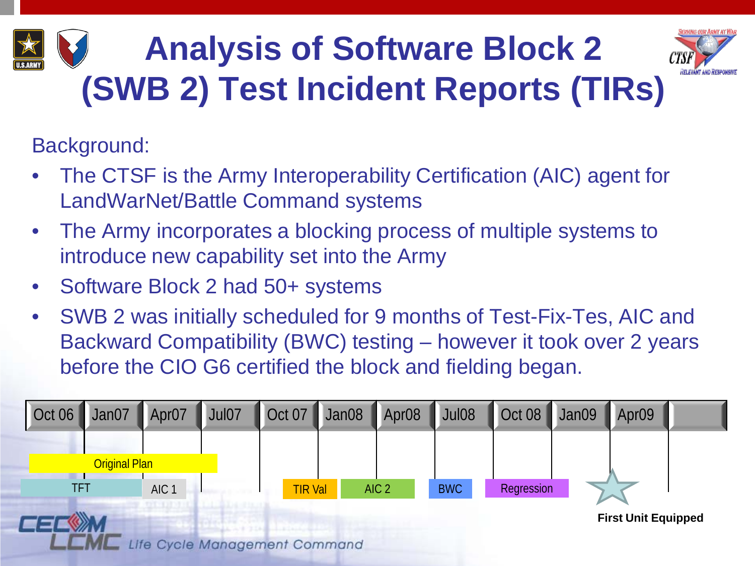# Analysis of Software Block 2 (SWB 2) Test Incident Reports (TIRs)

Background:

- The CTSF is the Army Interoperability Certification (AIC) agent for LandWarNet/Battle Command systems
- The Army incorporates a blocking process of multiple systems to introduce new capability set into the Army
- Software Block 2 had 50+ systems
- SWB 2 was initially scheduled for 9 months of Test-Fix-Tes, AIC and Backward Compatibility (BWC) testing – however it took over 2 years before the CIO G6 certified the block and fielding began.

| Oct 06 | Jan07 | Apr07 | Jul07 | Oct 07 | Jan08 | Apr08 | Jul08 | Oct 08 | Jan09 | Apr09 | |
|---|---|---|---|---|---|---|---|---|---|---|---|

Original Plan

TFT · AIC 1 · TIR Val · AIC 2 · BWC · Regression

First Unit Equipped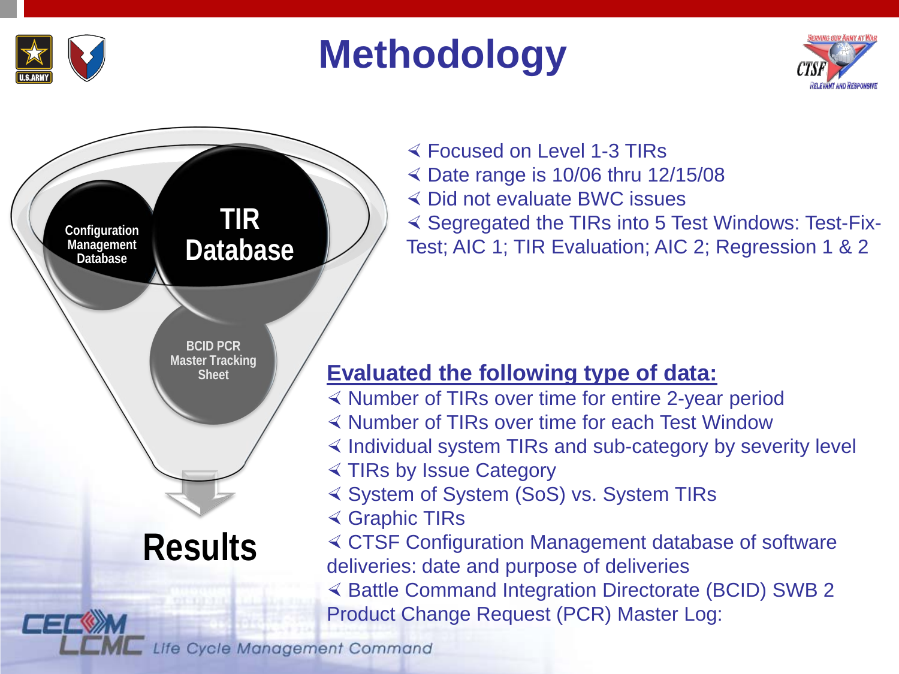# Methodology

Configuration Management Database

TIR Database

BCID PCR Master Tracking Sheet

Results

- Focused on Level 1-3 TIRs
- Date range is 10/06 thru 12/15/08
- Did not evaluate BWC issues
- Segregated the TIRs into 5 Test Windows: Test-Fix-Test; AIC 1; TIR Evaluation; AIC 2; Regression 1 & 2

**Evaluated the following type of data:**

- Number of TIRs over time for entire 2-year period
- Number of TIRs over time for each Test Window
- Individual system TIRs and sub-category by severity level
- TIRs by Issue Category
- System of System (SoS) vs. System TIRs
- Graphic TIRs
- CTSF Configuration Management database of software deliveries: date and purpose of deliveries
- Battle Command Integration Directorate (BCID) SWB 2 Product Change Request (PCR) Master Log: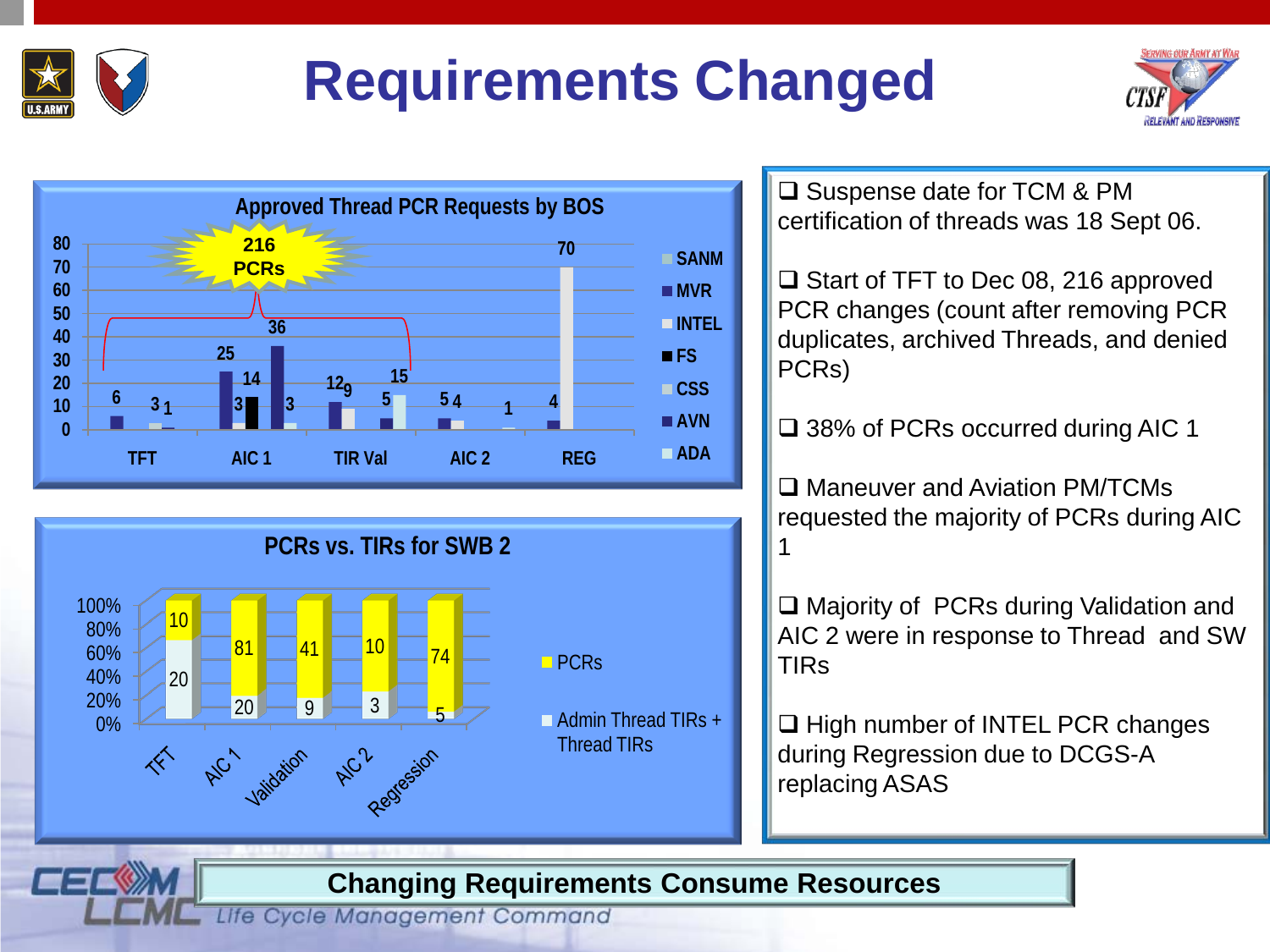# Requirements Changed

## Approved Thread PCR Requests by BOS

216 PCRs

| BOS | TFT | AIC 1 | TIR Val | AIC 2 | REG |
|---|---|---|---|---|---|
| SANM | | | | | |
| MVR | 6 | 25 | 12 | 5 | 4 |
| INTEL | 3 | 3 | 9 | 4 | 70 |
| FS | | 14 | | | |
| CSS | | 36 | | 1 | |
| AVN | 1 | 3 | 5 | | |
| ADA | | | 15 | | |

## PCRs vs. TIRs for SWB 2

| | TFT | AIC 1 | Validation | AIC 2 | Regression |
|---|---|---|---|---|---|
| PCRs | 10 | 81 | 41 | 10 | 74 |
| Admin Thread TIRs + Thread TIRs | 20 | 20 | 9 | 3 | 5 |

- Suspense date for TCM & PM certification of threads was 18 Sept 06.
- Start of TFT to Dec 08, 216 approved PCR changes (count after removing PCR duplicates, archived Threads, and denied PCRs)
- 38% of PCRs occurred during AIC 1
- Maneuver and Aviation PM/TCMs requested the majority of PCRs during AIC 1
- Majority of PCRs during Validation and AIC 2 were in response to Thread and SW TIRs
- High number of INTEL PCR changes during Regression due to DCGS-A replacing ASAS

**Changing Requirements Consume Resources**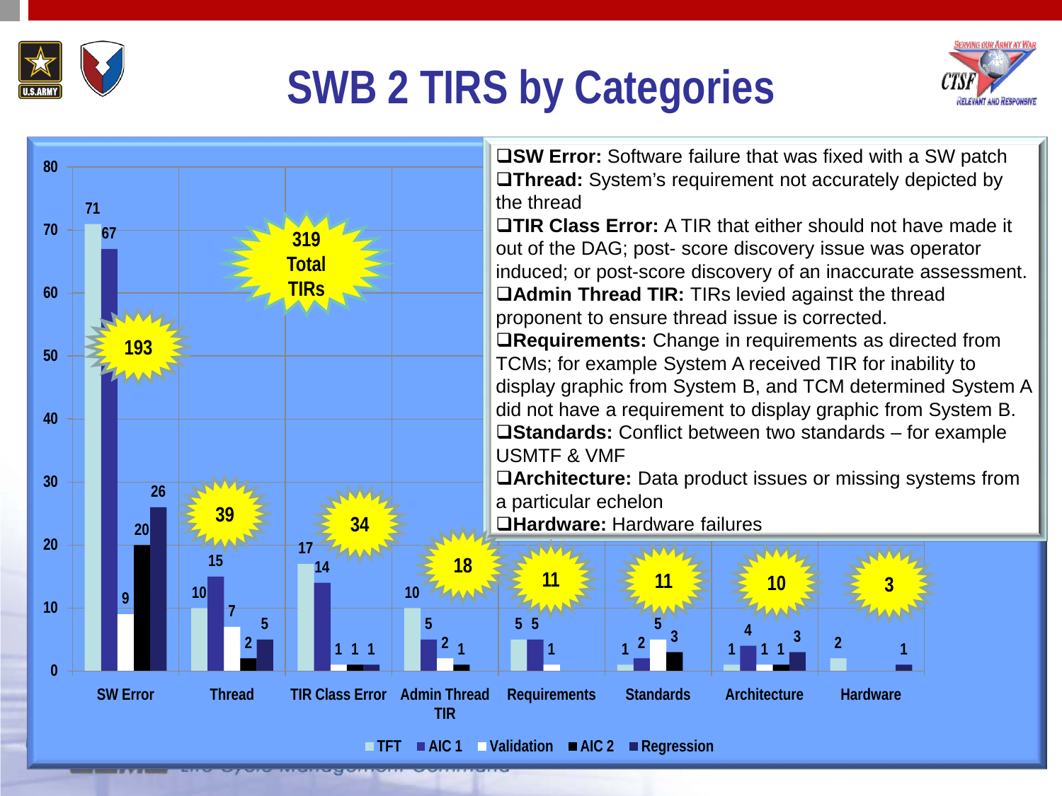# SWB 2 TIRS by Categories

- **SW Error:** Software failure that was fixed with a SW patch
- **Thread:** System's requirement not accurately depicted by the thread
- **TIR Class Error:** A TIR that either should not have made it out of the DAG; post- score discovery issue was operator induced; or post-score discovery of an inaccurate assessment.
- **Admin Thread TIR:** TIRs levied against the thread proponent to ensure thread issue is corrected.
- **Requirements:** Change in requirements as directed from TCMs; for example System A received TIR for inability to display graphic from System B, and TCM determined System A did not have a requirement to display graphic from System B.
- **Standards:** Conflict between two standards – for example USMTF & VMF
- **Architecture:** Data product issues or missing systems from a particular echelon
- **Hardware:** Hardware failures

319 Total TIRs

| Category | TFT | AIC 1 | Validation | AIC 2 | Regression | Total |
|---|---|---|---|---|---|---|
| SW Error | 71 | 67 | 9 | 20 | 26 | 193 |
| Thread | 10 | 15 | 7 | 2 | 5 | 39 |
| TIR Class Error | 17 | 14 | 1 | 1 | 1 | 34 |
| Admin Thread TIR | 10 | 5 | 2 | 1 | | 18 |
| Requirements | 5 | 5 | 1 | | | 11 |
| Standards | 1 | 2 | 5 | 3 | | 11 |
| Architecture | 1 | 4 | 1 | 1 | 3 | 10 |
| Hardware | 2 | | | | 1 | 3 |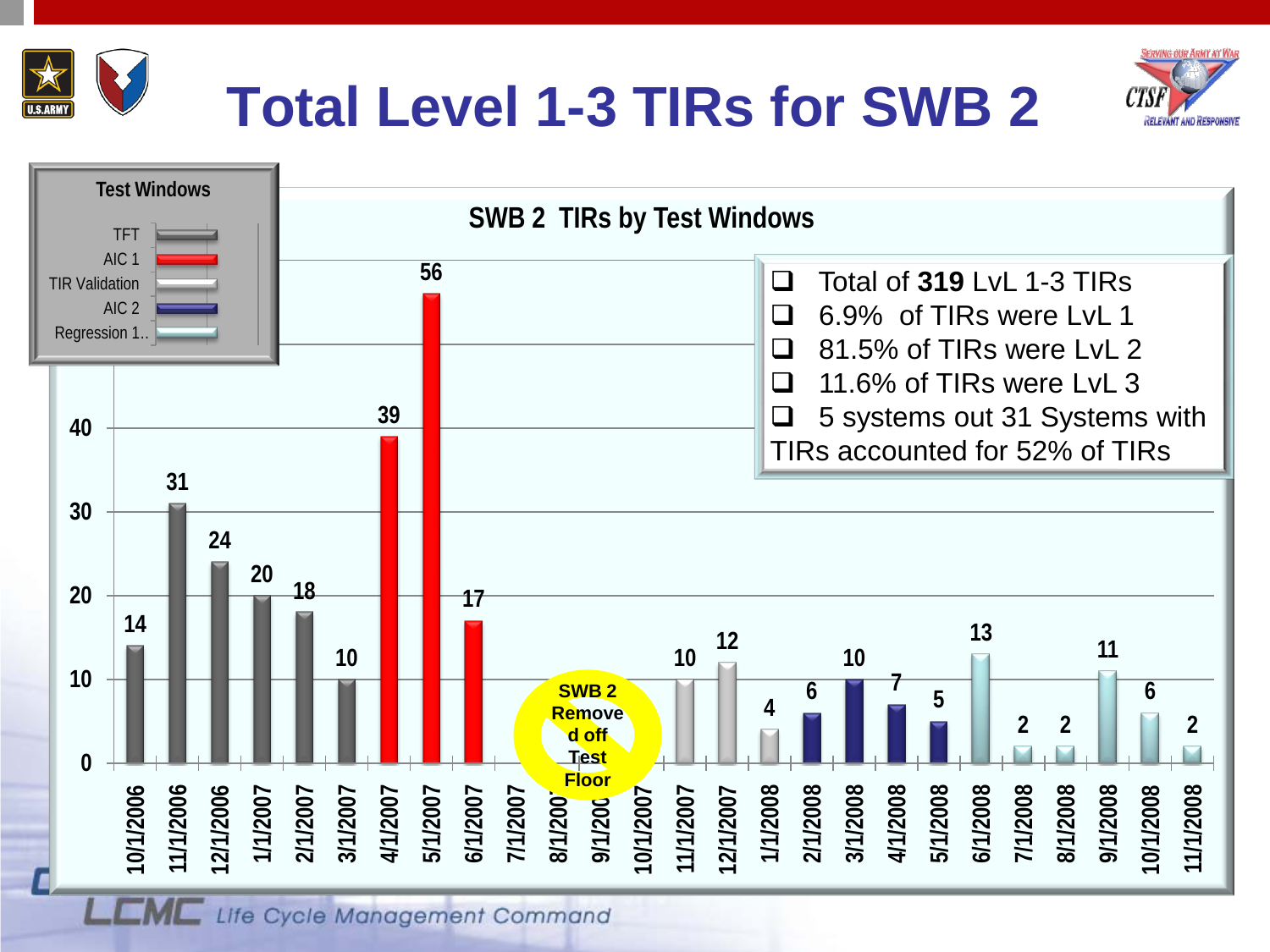# Total Level 1-3 TIRs for SWB 2

## SWB 2 TIRs by Test Windows

Test Windows: TFT, AIC 1, TIR Validation, AIC 2, Regression 1..

| Date | TIRs | Test Window |
|---|---|---|
| 10/1/2006 | 14 | TFT |
| 11/1/2006 | 31 | TFT |
| 12/1/2006 | 24 | TFT |
| 1/1/2007 | 20 | TFT |
| 2/1/2007 | 18 | TFT |
| 3/1/2007 | 10 | TFT |
| 4/1/2007 | 39 | AIC 1 |
| 5/1/2007 | 56 | AIC 1 |
| 6/1/2007 | 17 | AIC 1 |
| 7/1/2007 | | |
| 8/1/2007 | | |
| 9/1/2007 | | |
| 10/1/2007 | | |
| 11/1/2007 | 10 | TIR Validation |
| 12/1/2007 | 12 | TIR Validation |
| 1/1/2008 | 4 | TIR Validation |
| 2/1/2008 | 6 | AIC 2 |
| 3/1/2008 | 10 | AIC 2 |
| 4/1/2008 | 7 | AIC 2 |
| 5/1/2008 | 5 | AIC 2 |
| 6/1/2008 | 13 | Regression 1.. |
| 7/1/2008 | 2 | Regression 1.. |
| 8/1/2008 | 2 | Regression 1.. |
| 9/1/2008 | 11 | Regression 1.. |
| 10/1/2008 | 6 | Regression 1.. |
| 11/1/2008 | 2 | Regression 1.. |

SWB 2 Removed off Test Floor

- Total of **319** LvL 1-3 TIRs
- 6.9% of TIRs were LvL 1
- 81.5% of TIRs were LvL 2
- 11.6% of TIRs were LvL 3
- 5 systems out 31 Systems with TIRs accounted for 52% of TIRs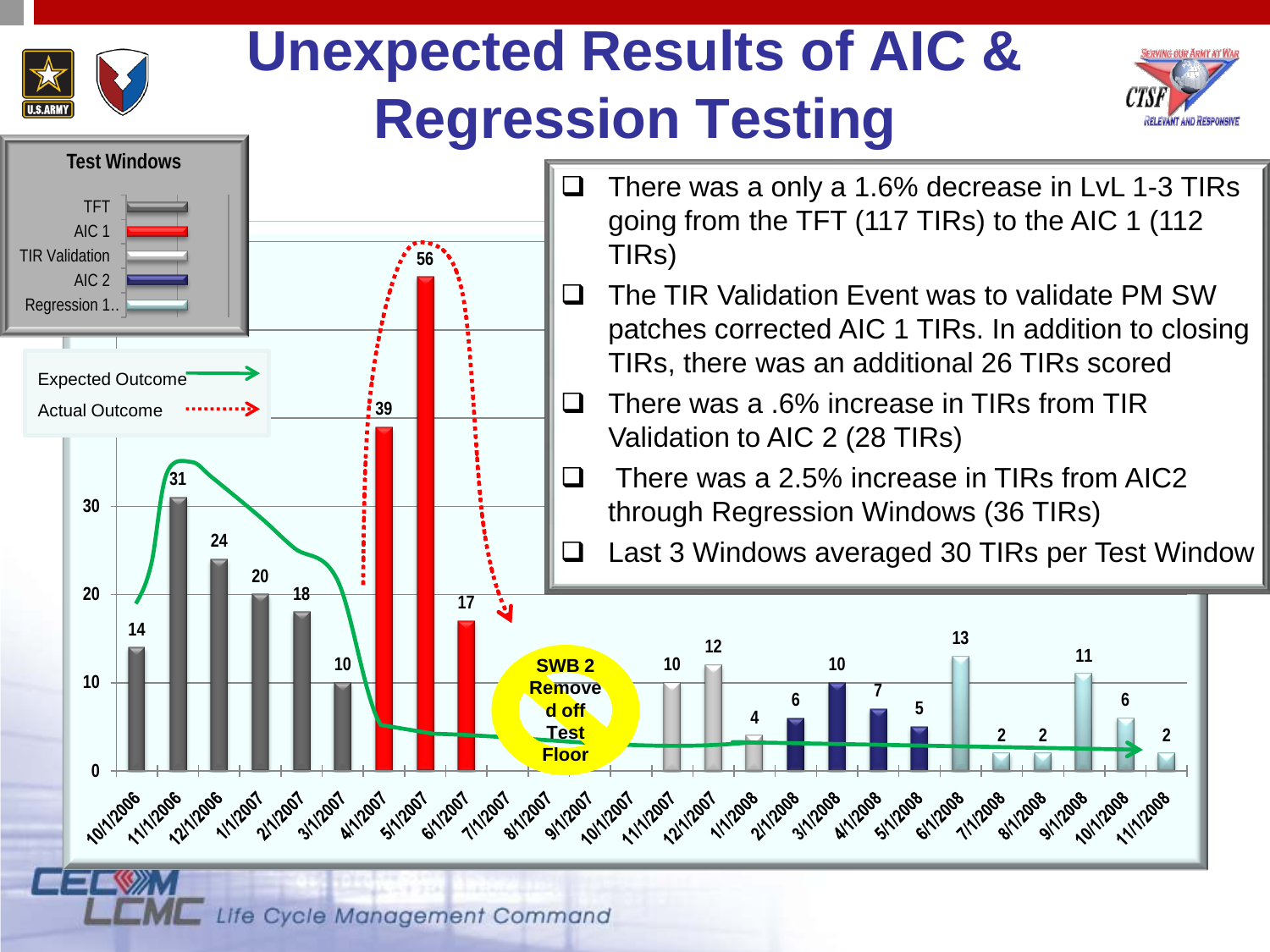# Unexpected Results of AIC & Regression Testing

- There was a only a 1.6% decrease in LvL 1-3 TIRs going from the TFT (117 TIRs) to the AIC 1 (112 TIRs)
- The TIR Validation Event was to validate PM SW patches corrected AIC 1 TIRs. In addition to closing TIRs, there was an additional 26 TIRs scored
- There was a .6% increase in TIRs from TIR Validation to AIC 2 (28 TIRs)
- There was a 2.5% increase in TIRs from AIC2 through Regression Windows (36 TIRs)
- Last 3 Windows averaged 30 TIRs per Test Window

Test Windows: TFT, AIC 1, TIR Validation, AIC 2, Regression 1..

Expected Outcome / Actual Outcome

| Date | TIRs |
|---|---|
| 10/1/2006 | 14 |
| 11/1/2006 | 31 |
| 12/1/2006 | 24 |
| 1/1/2007 | 20 |
| 2/1/2007 | 18 |
| 3/1/2007 | 10 |
| 4/1/2007 | 39 |
| 5/1/2007 | 56 |
| 6/1/2007 | 17 |
| 7/1/2007 | |
| 8/1/2007 | |
| 9/1/2007 | |
| 10/1/2007 | 10 |
| 11/1/2007 | 12 |
| 12/1/2007 | 4 |
| 1/1/2008 | 6 |
| 2/1/2008 | 10 |
| 3/1/2008 | 7 |
| 4/1/2008 | 5 |
| 5/1/2008 | 13 |
| 6/1/2008 | 2 |
| 7/1/2008 | 2 |
| 8/1/2008 | 11 |
| 9/1/2008 | 6 |
| 10/1/2008 | 2 |

SWB 2 Removed off Test Floor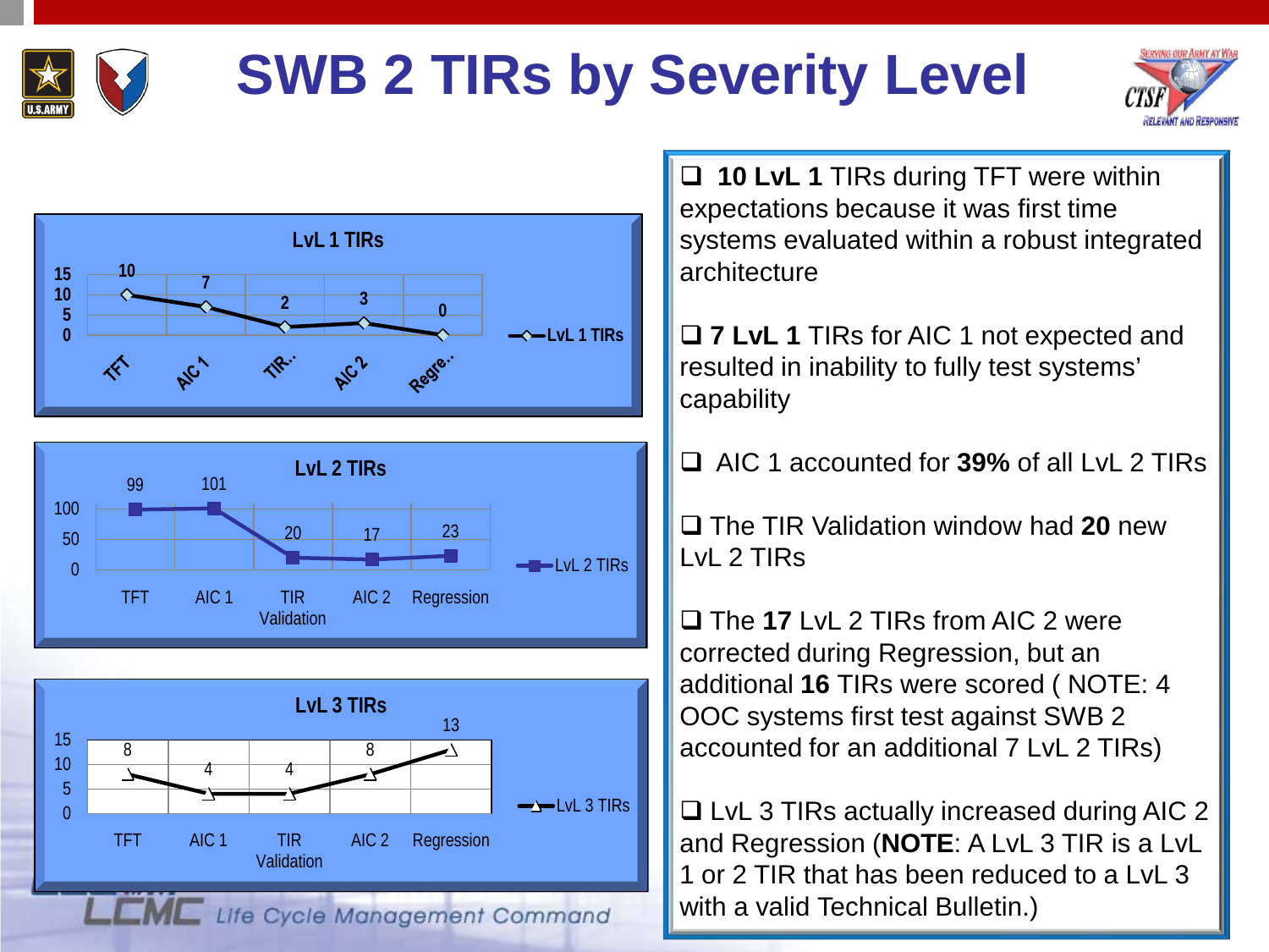# SWB 2 TIRs by Severity Level

**LvL 1 TIRs**

| | TFT | AIC 1 | TIR.. | AIC 2 | Regre.. |
|---|---|---|---|---|---|
| LvL 1 TIRs | 10 | 7 | 2 | 3 | 0 |

**LvL 2 TIRs**

| | TFT | AIC 1 | TIR Validation | AIC 2 | Regression |
|---|---|---|---|---|---|
| LvL 2 TIRs | 99 | 101 | 20 | 17 | 23 |

**LvL 3 TIRs**

| | TFT | AIC 1 | TIR Validation | AIC 2 | Regression |
|---|---|---|---|---|---|
| LvL 3 TIRs | 8 | 4 | 4 | 8 | 13 |

- **10 LvL 1** TIRs during TFT were within expectations because it was first time systems evaluated within a robust integrated architecture
- **7 LvL 1** TIRs for AIC 1 not expected and resulted in inability to fully test systems' capability
- AIC 1 accounted for **39%** of all LvL 2 TIRs
- The TIR Validation window had **20** new LvL 2 TIRs
- The **17** LvL 2 TIRs from AIC 2 were corrected during Regression, but an additional **16** TIRs were scored ( NOTE: 4 OOC systems first test against SWB 2 accounted for an additional 7 LvL 2 TIRs)
- LvL 3 TIRs actually increased during AIC 2 and Regression (**NOTE**: A LvL 3 TIR is a LvL 1 or 2 TIR that has been reduced to a LvL 3 with a valid Technical Bulletin.)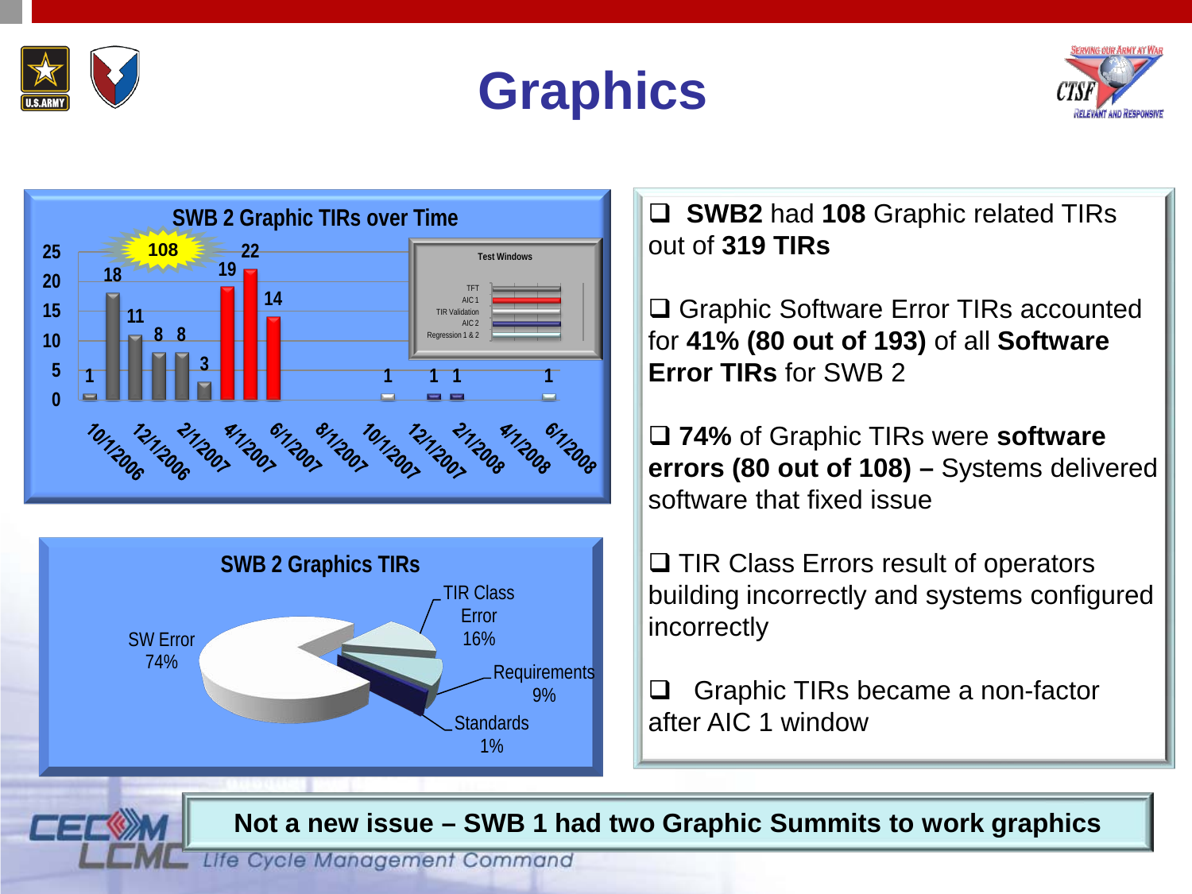# Graphics

**SWB 2 Graphic TIRs over Time**

| Date | TIRs |
|---|---|
| 10/1/2006 | 1 |
| 12/1/2006 | 18 |
| | 11 |
| 2/1/2007 | 8 |
| | 8 |
| 4/1/2007 | 3 |
| | 19 |
| 6/1/2007 | 22 |
| | 14 |
| 10/1/2007 | 1 |
| 12/1/2007 | 1 |
| | 1 |
| 6/1/2008 | 1 |

Total: 108

Test Windows: TFT, AIC 1, TIR Validation, AIC 2, Regression 1 & 2

**SWB 2 Graphics TIRs**

| Category | Percent |
|---|---|
| SW Error | 74% |
| TIR Class Error | 16% |
| Requirements | 9% |
| Standards | 1% |

- **SWB2** had **108** Graphic related TIRs out of **319 TIRs**
- Graphic Software Error TIRs accounted for **41% (80 out of 193)** of all **Software Error TIRs** for SWB 2
- **74%** of Graphic TIRs were **software errors (80 out of 108) –** Systems delivered software that fixed issue
- TIR Class Errors result of operators building incorrectly and systems configured incorrectly
- Graphic TIRs became a non-factor after AIC 1 window

**Not a new issue – SWB 1 had two Graphic Summits to work graphics**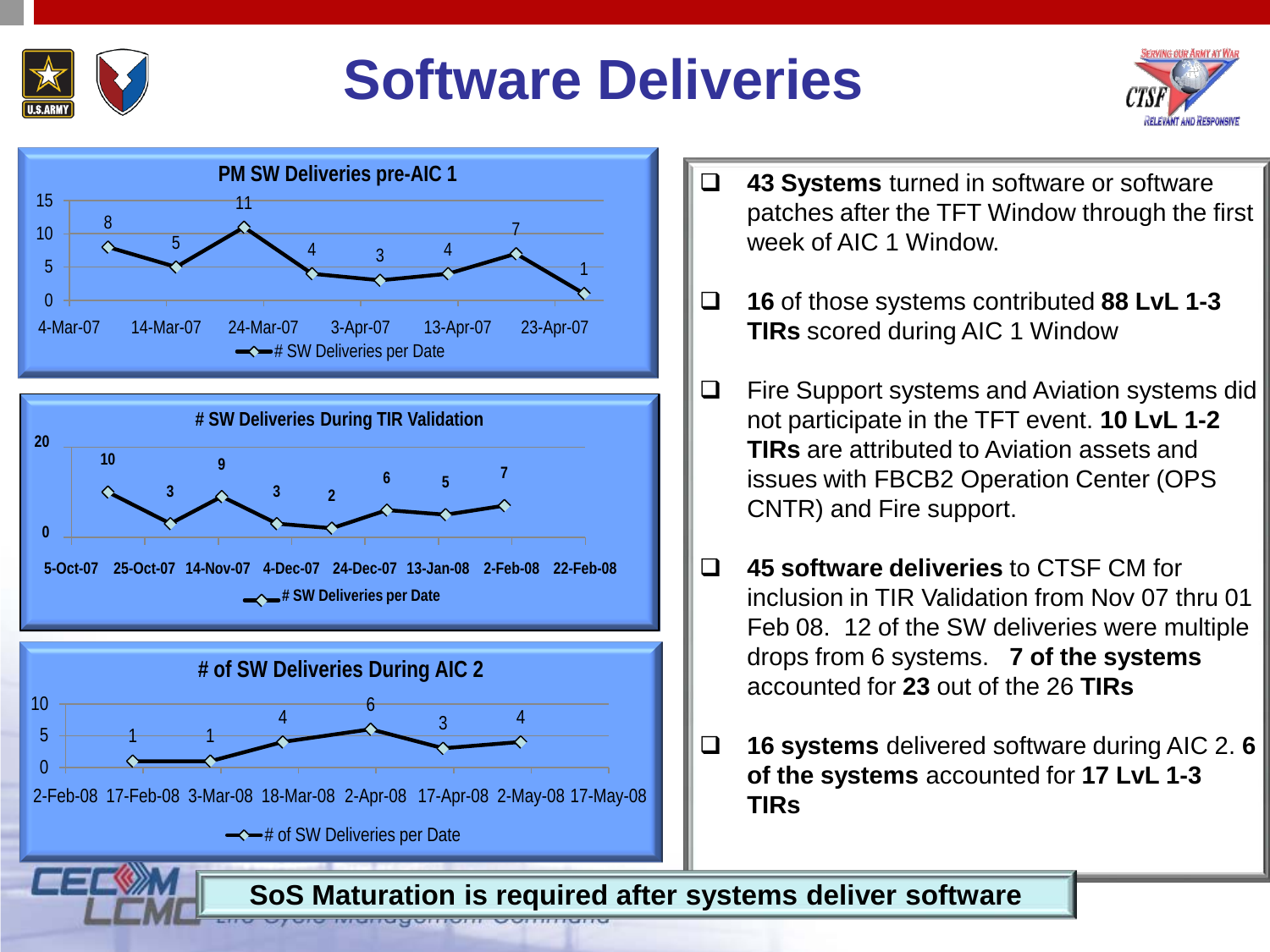# Software Deliveries

**PM SW Deliveries pre-AIC 1**

| Date | # SW Deliveries per Date |
|---|---|
| 4-Mar-07 | 8 |
| | 5 |
| | 11 |
| | 4 |
| | 3 |
| | 4 |
| | 7 |
| | 1 |

X-axis labels: 4-Mar-07, 14-Mar-07, 24-Mar-07, 3-Apr-07, 13-Apr-07, 23-Apr-07

**# SW Deliveries During TIR Validation**

Values (# SW Deliveries per Date): 10, 3, 9, 3, 2, 6, 5, 7

X-axis labels: 5-Oct-07, 25-Oct-07, 14-Nov-07, 4-Dec-07, 24-Dec-07, 13-Jan-08, 2-Feb-08, 22-Feb-08

**# of SW Deliveries During AIC 2**

Values (# of SW Deliveries per Date): 1, 1, 4, 6, 3, 4

X-axis labels: 2-Feb-08, 17-Feb-08, 3-Mar-08, 18-Mar-08, 2-Apr-08, 17-Apr-08, 2-May-08, 17-May-08

- **43 Systems** turned in software or software patches after the TFT Window through the first week of AIC 1 Window.
- **16** of those systems contributed **88 LvL 1-3 TIRs** scored during AIC 1 Window
- Fire Support systems and Aviation systems did not participate in the TFT event. **10 LvL 1-2 TIRs** are attributed to Aviation assets and issues with FBCB2 Operation Center (OPS CNTR) and Fire support.
- **45 software deliveries** to CTSF CM for inclusion in TIR Validation from Nov 07 thru 01 Feb 08. 12 of the SW deliveries were multiple drops from 6 systems. **7 of the systems** accounted for **23** out of the 26 **TIRs**
- **16 systems** delivered software during AIC 2. **6 of the systems** accounted for **17 LvL 1-3 TIRs**

**SoS Maturation is required after systems deliver software**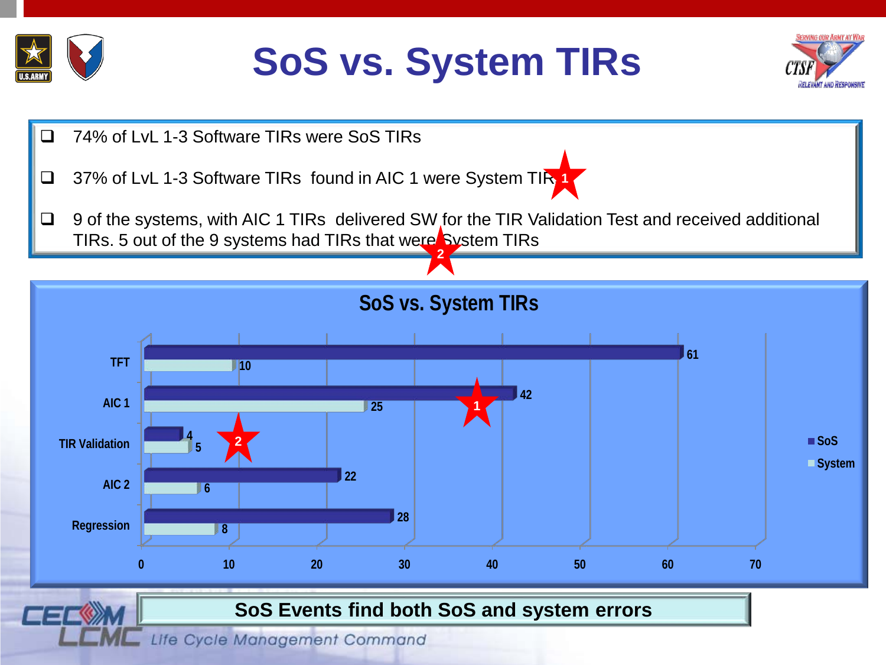# SoS vs. System TIRs

- 74% of LvL 1-3 Software TIRs were SoS TIRs
- 37% of LvL 1-3 Software TIRs found in AIC 1 were System TIRs (1)
- 9 of the systems, with AIC 1 TIRs delivered SW for the TIR Validation Test and received additional TIRs. 5 out of the 9 systems had TIRs that were System TIRs (2)

## SoS vs. System TIRs

| | SoS | System |
|---|---|---|
| TFT | 61 | 10 |
| AIC 1 | 42 | 25 |
| TIR Validation | 4 | 5 |
| AIC 2 | 22 | 6 |
| Regression | 28 | 8 |

**SoS Events find both SoS and system errors**

CECOM LCMC Life Cycle Management Command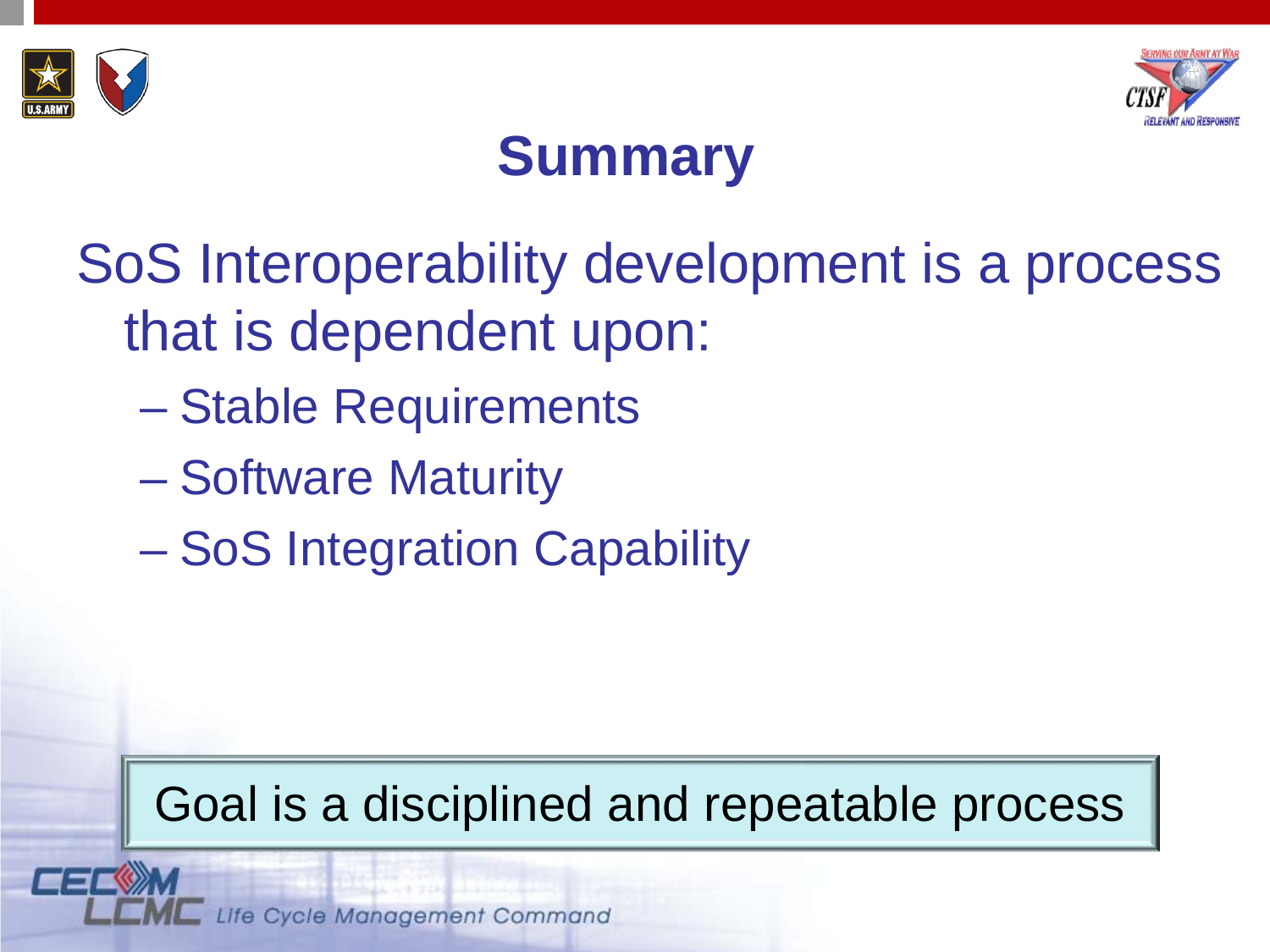# Summary

SoS Interoperability development is a process that is dependent upon:

- Stable Requirements
- Software Maturity
- SoS Integration Capability

Goal is a disciplined and repeatable process